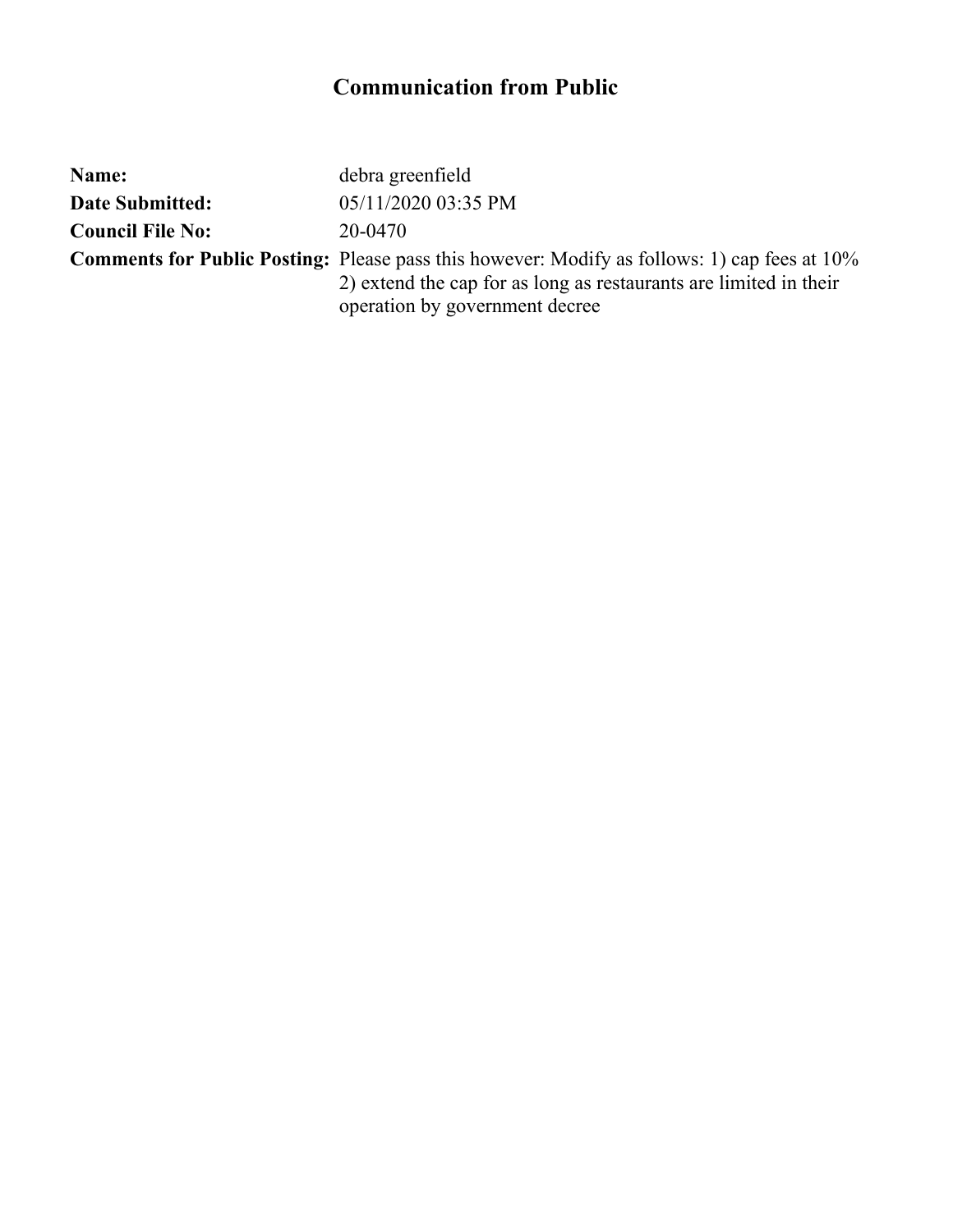# Communication from Public

**Name:** debra greenfield

**Date Submitted:** 05/11/2020 03:35 PM

**Council File No:** 20-0470

**Comments for Public Posting:** Please pass this however: Modify as follows: 1) cap fees at 10% 2) extend the cap for as long as restaurants are limited in their operation by government decree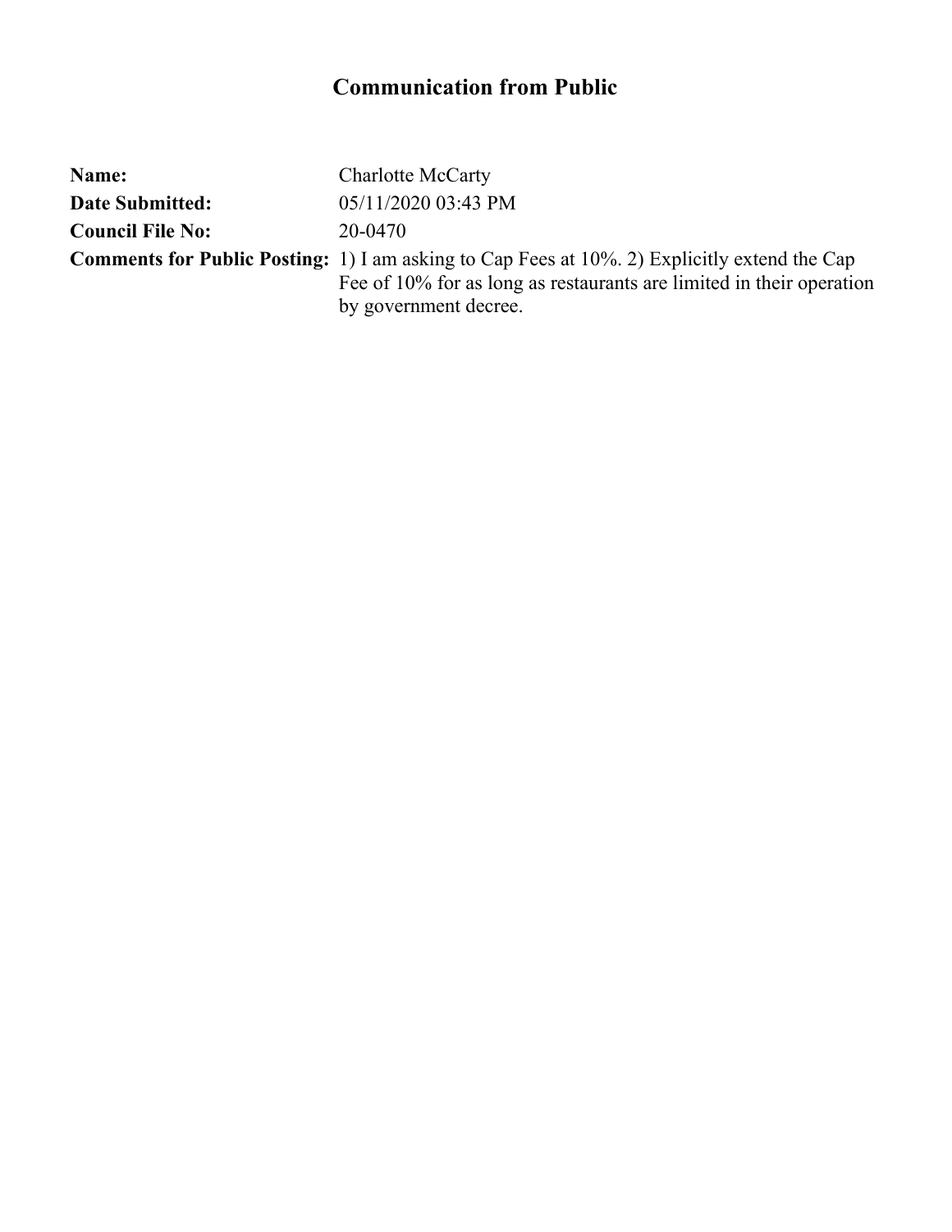# Communication from Public

**Name:** Charlotte McCarty

**Date Submitted:** 05/11/2020 03:43 PM

**Council File No:** 20-0470

**Comments for Public Posting:** 1) I am asking to Cap Fees at 10%. 2) Explicitly extend the Cap Fee of 10% for as long as restaurants are limited in their operation by government decree.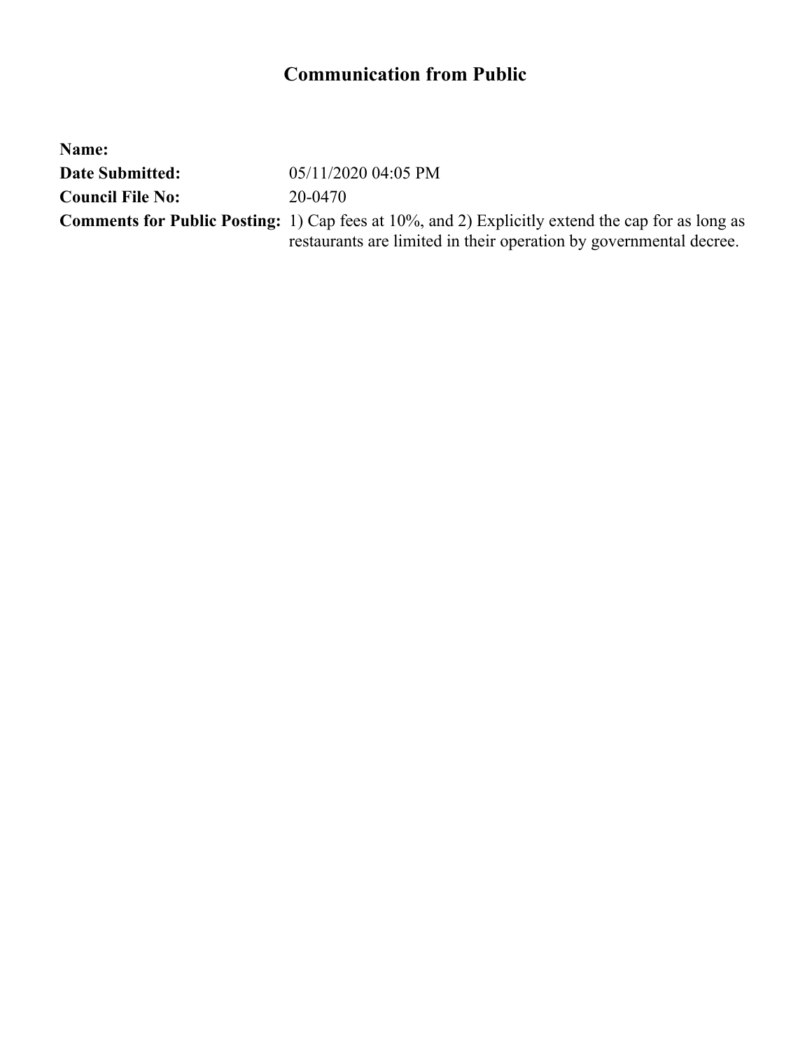# Communication from Public

**Name:**

**Date Submitted:** 05/11/2020 04:05 PM

**Council File No:** 20-0470

**Comments for Public Posting:** 1) Cap fees at 10%, and 2) Explicitly extend the cap for as long as restaurants are limited in their operation by governmental decree.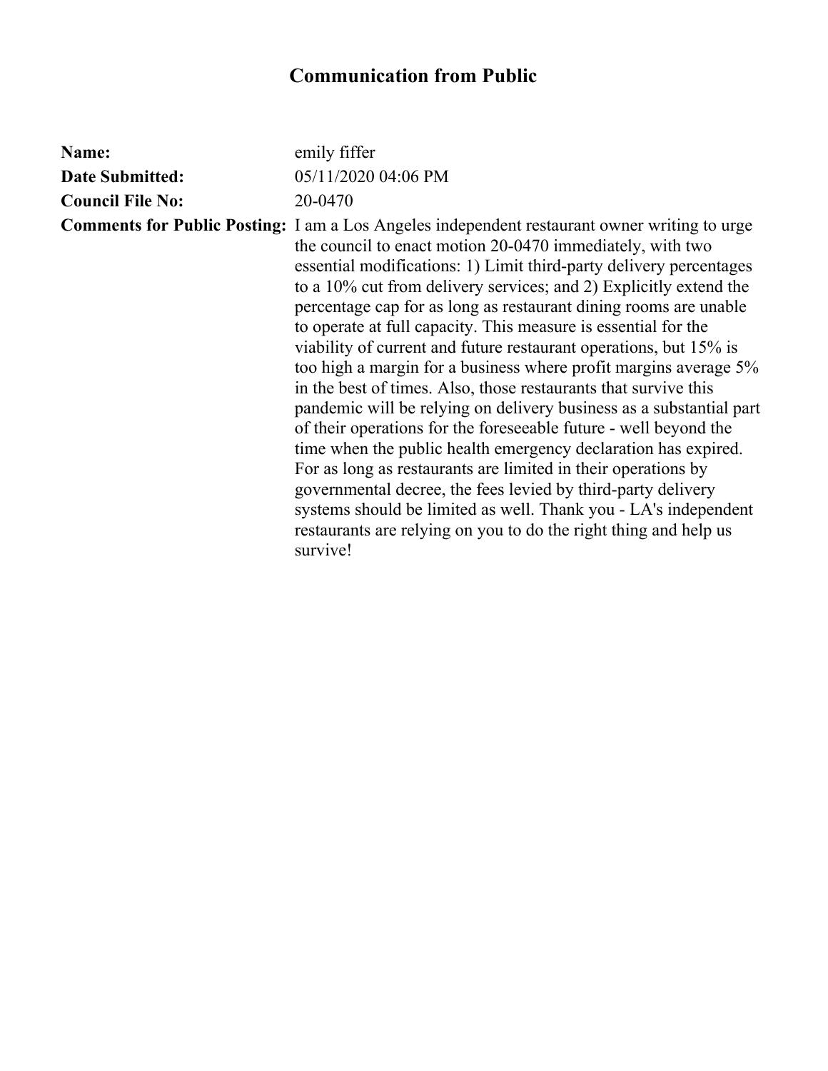# Communication from Public

**Name:** emily fiffer

**Date Submitted:** 05/11/2020 04:06 PM

**Council File No:** 20-0470

**Comments for Public Posting:** I am a Los Angeles independent restaurant owner writing to urge the council to enact motion 20-0470 immediately, with two essential modifications: 1) Limit third-party delivery percentages to a 10% cut from delivery services; and 2) Explicitly extend the percentage cap for as long as restaurant dining rooms are unable to operate at full capacity. This measure is essential for the viability of current and future restaurant operations, but 15% is too high a margin for a business where profit margins average 5% in the best of times. Also, those restaurants that survive this pandemic will be relying on delivery business as a substantial part of their operations for the foreseeable future - well beyond the time when the public health emergency declaration has expired. For as long as restaurants are limited in their operations by governmental decree, the fees levied by third-party delivery systems should be limited as well. Thank you - LA's independent restaurants are relying on you to do the right thing and help us survive!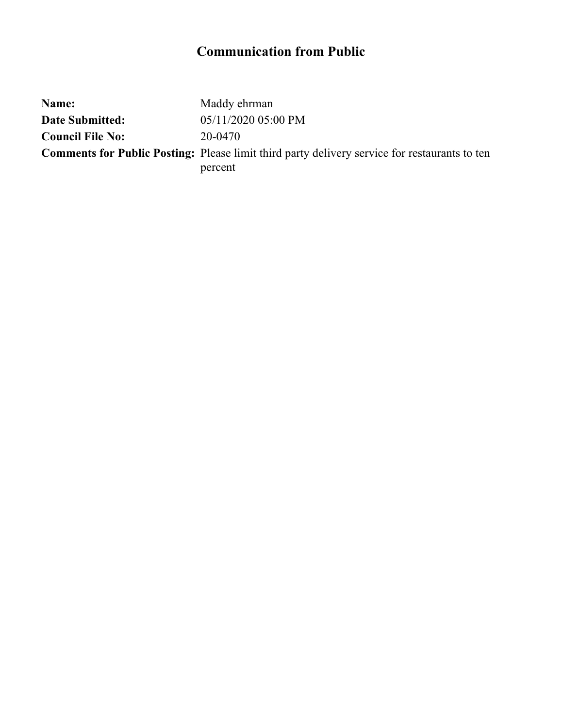# Communication from Public

**Name:** Maddy ehrman

**Date Submitted:** 05/11/2020 05:00 PM

**Council File No:** 20-0470

**Comments for Public Posting:** Please limit third party delivery service for restaurants to ten percent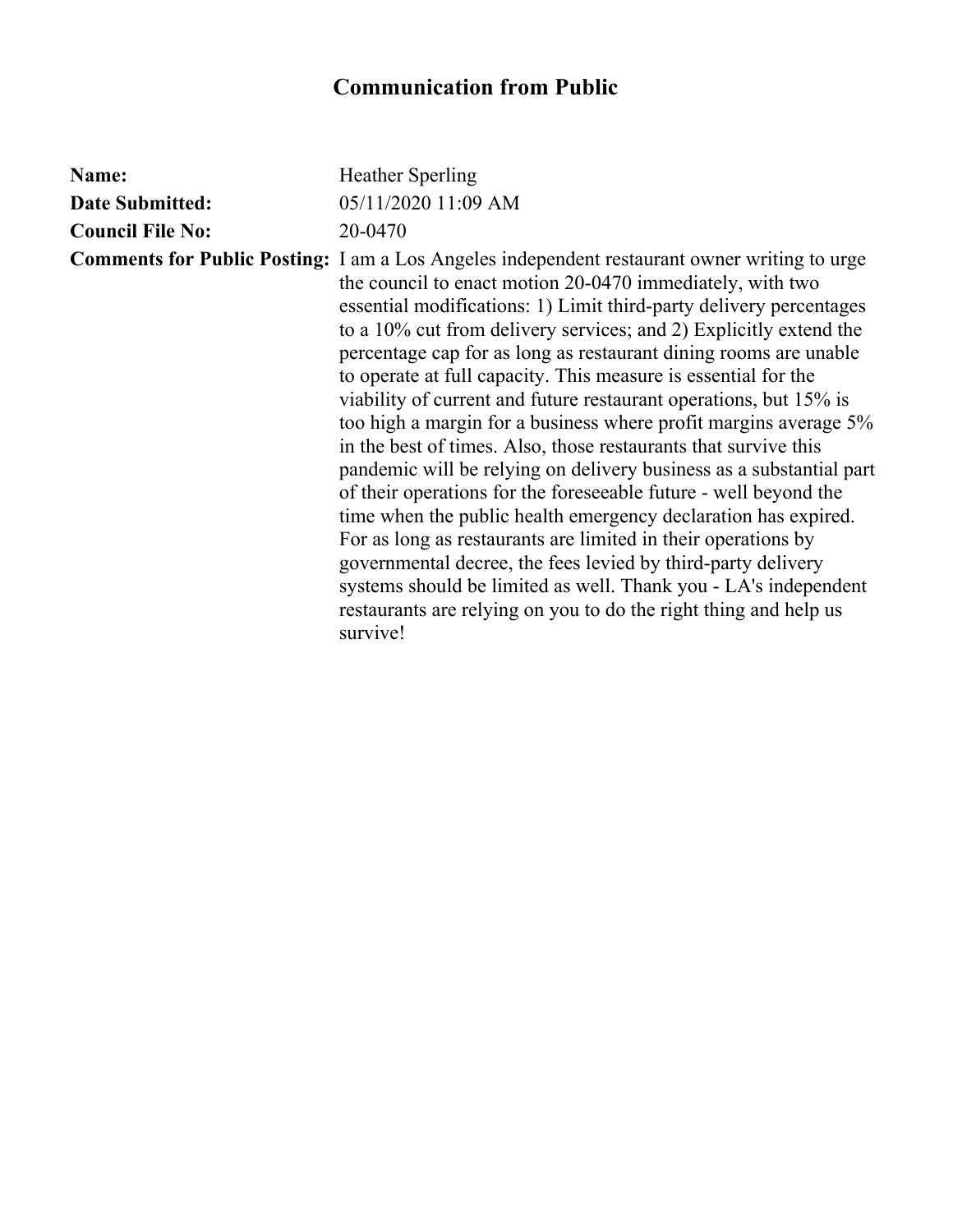# Communication from Public

**Name:** Heather Sperling

**Date Submitted:** 05/11/2020 11:09 AM

**Council File No:** 20-0470

**Comments for Public Posting:** I am a Los Angeles independent restaurant owner writing to urge the council to enact motion 20-0470 immediately, with two essential modifications: 1) Limit third-party delivery percentages to a 10% cut from delivery services; and 2) Explicitly extend the percentage cap for as long as restaurant dining rooms are unable to operate at full capacity. This measure is essential for the viability of current and future restaurant operations, but 15% is too high a margin for a business where profit margins average 5% in the best of times. Also, those restaurants that survive this pandemic will be relying on delivery business as a substantial part of their operations for the foreseeable future - well beyond the time when the public health emergency declaration has expired. For as long as restaurants are limited in their operations by governmental decree, the fees levied by third-party delivery systems should be limited as well. Thank you - LA's independent restaurants are relying on you to do the right thing and help us survive!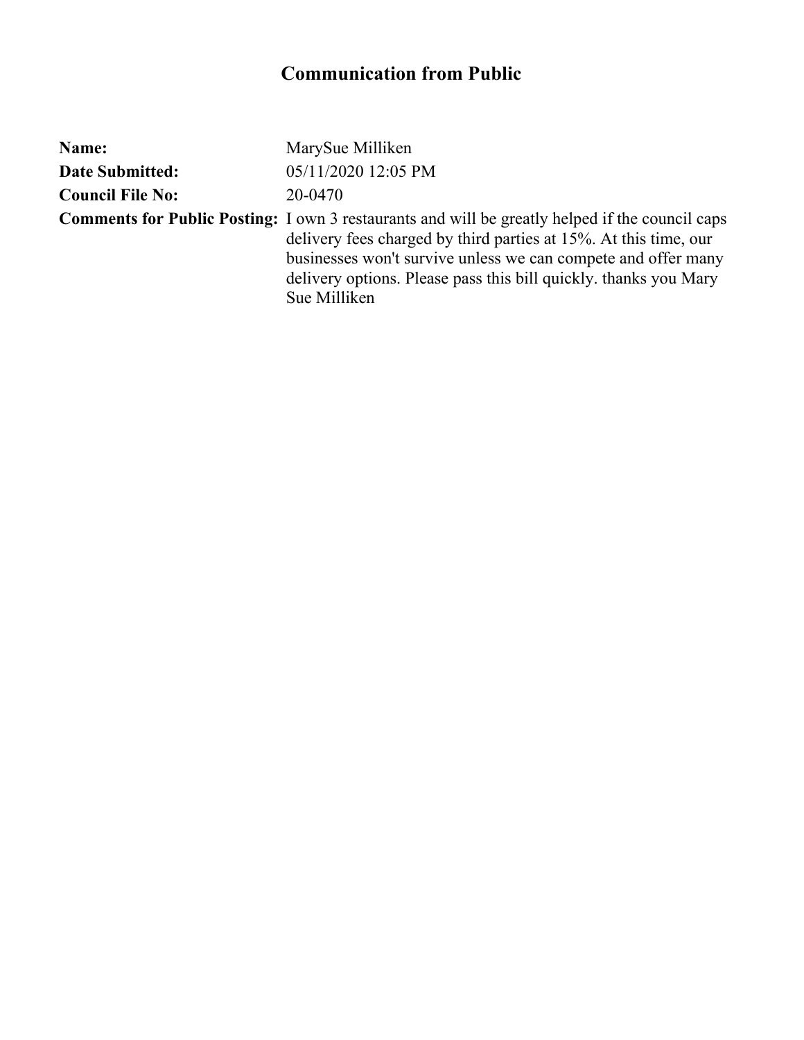# Communication from Public

**Name:** MarySue Milliken

**Date Submitted:** 05/11/2020 12:05 PM

**Council File No:** 20-0470

**Comments for Public Posting:** I own 3 restaurants and will be greatly helped if the council caps delivery fees charged by third parties at 15%. At this time, our businesses won't survive unless we can compete and offer many delivery options. Please pass this bill quickly. thanks you Mary Sue Milliken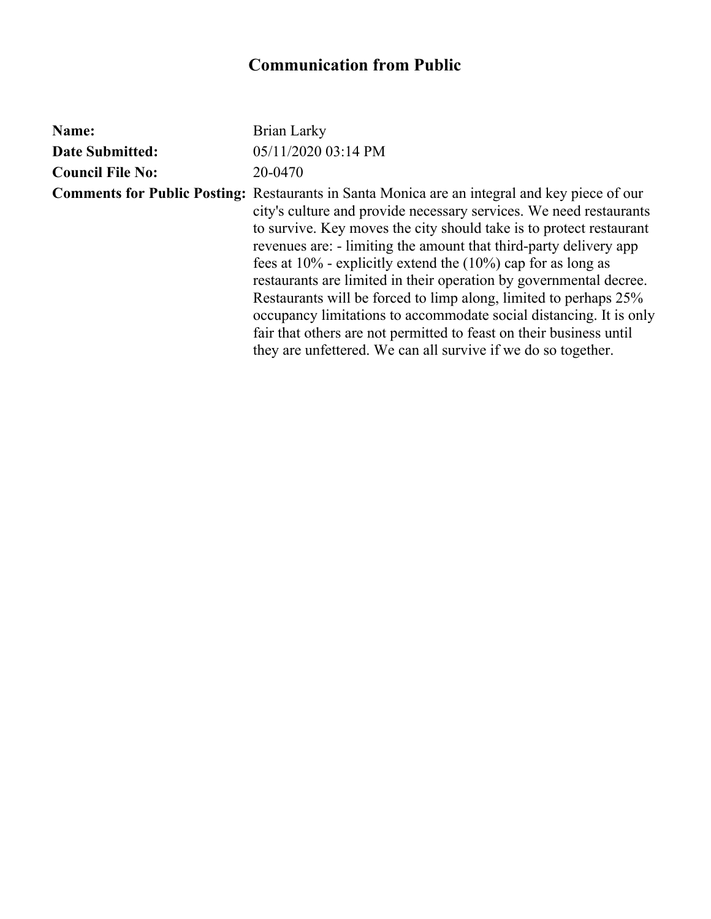# Communication from Public

**Name:** Brian Larky

**Date Submitted:** 05/11/2020 03:14 PM

**Council File No:** 20-0470

**Comments for Public Posting:** Restaurants in Santa Monica are an integral and key piece of our city's culture and provide necessary services. We need restaurants to survive. Key moves the city should take is to protect restaurant revenues are: - limiting the amount that third-party delivery app fees at 10% - explicitly extend the (10%) cap for as long as restaurants are limited in their operation by governmental decree. Restaurants will be forced to limp along, limited to perhaps 25% occupancy limitations to accommodate social distancing. It is only fair that others are not permitted to feast on their business until they are unfettered. We can all survive if we do so together.